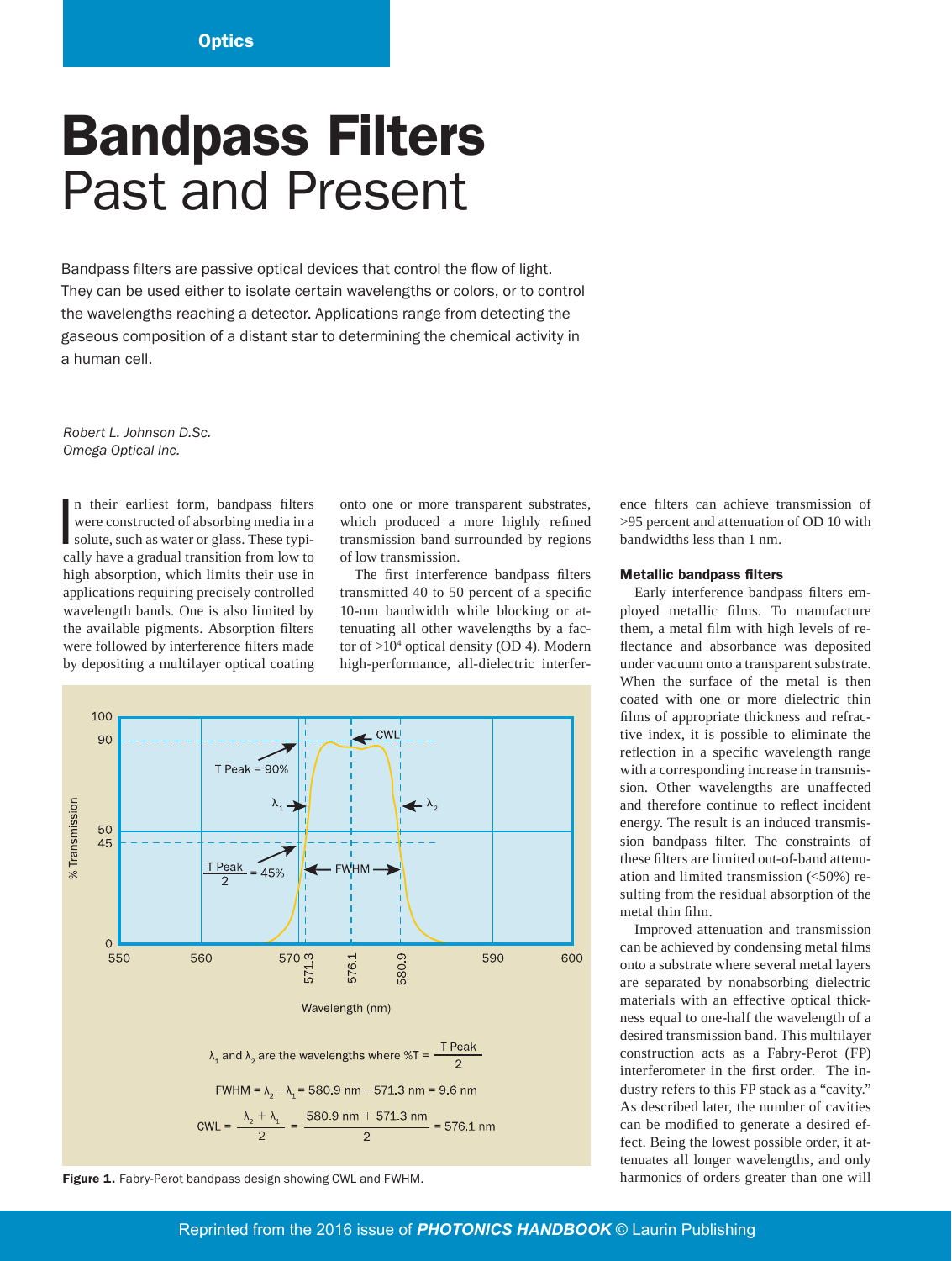# Bandpass Filters
## Past and Present

Bandpass filters are passive optical devices that control the flow of light. They can be used either to isolate certain wavelengths or colors, or to control the wavelengths reaching a detector. Applications range from detecting the gaseous composition of a distant star to determining the chemical activity in a human cell.

*Robert L. Johnson D.Sc.*
*Omega Optical Inc.*

In their earliest form, bandpass filters were constructed of absorbing media in a solute, such as water or glass. These typically have a gradual transition from low to high absorption, which limits their use in applications requiring precisely controlled wavelength bands. One is also limited by the available pigments. Absorption filters were followed by interference filters made by depositing a multilayer optical coating onto one or more transparent substrates, which produced a more highly refined transmission band surrounded by regions of low transmission.

The first interference bandpass filters transmitted 40 to 50 percent of a specific 10-nm bandwidth while blocking or attenuating all other wavelengths by a factor of $>10^4$ optical density (OD 4). Modern high-performance, all-dielectric interference filters can achieve transmission of >95 percent and attenuation of OD 10 with bandwidths less than 1 nm.

$\lambda_1$ and $\lambda_2$ are the wavelengths where $\%T = \frac{\text{T Peak}}{2}$

$$\text{FWHM} = \lambda_2 - \lambda_1 = 580.9\text{ nm} - 571.3\text{ nm} = 9.6\text{ nm}$$

$$\text{CWL} = \frac{\lambda_2 + \lambda_1}{2} = \frac{580.9\text{ nm} + 571.3\text{ nm}}{2} = 576.1\text{ nm}$$

**Figure 1.** Fabry-Perot bandpass design showing CWL and FWHM.

### Metallic bandpass filters

Early interference bandpass filters employed metallic films. To manufacture them, a metal film with high levels of reflectance and absorbance was deposited under vacuum onto a transparent substrate. When the surface of the metal is then coated with one or more dielectric thin films of appropriate thickness and refractive index, it is possible to eliminate the reflection in a specific wavelength range with a corresponding increase in transmission. Other wavelengths are unaffected and therefore continue to reflect incident energy. The result is an induced transmission bandpass filter. The constraints of these filters are limited out-of-band attenuation and limited transmission (<50%) resulting from the residual absorption of the metal thin film.

Improved attenuation and transmission can be achieved by condensing metal films onto a substrate where several metal layers are separated by nonabsorbing dielectric materials with an effective optical thickness equal to one-half the wavelength of a desired transmission band. This multilayer construction acts as a Fabry-Perot (FP) interferometer in the first order. The industry refers to this FP stack as a "cavity." As described later, the number of cavities can be modified to generate a desired effect. Being the lowest possible order, it attenuates all longer wavelengths, and only harmonics of orders greater than one will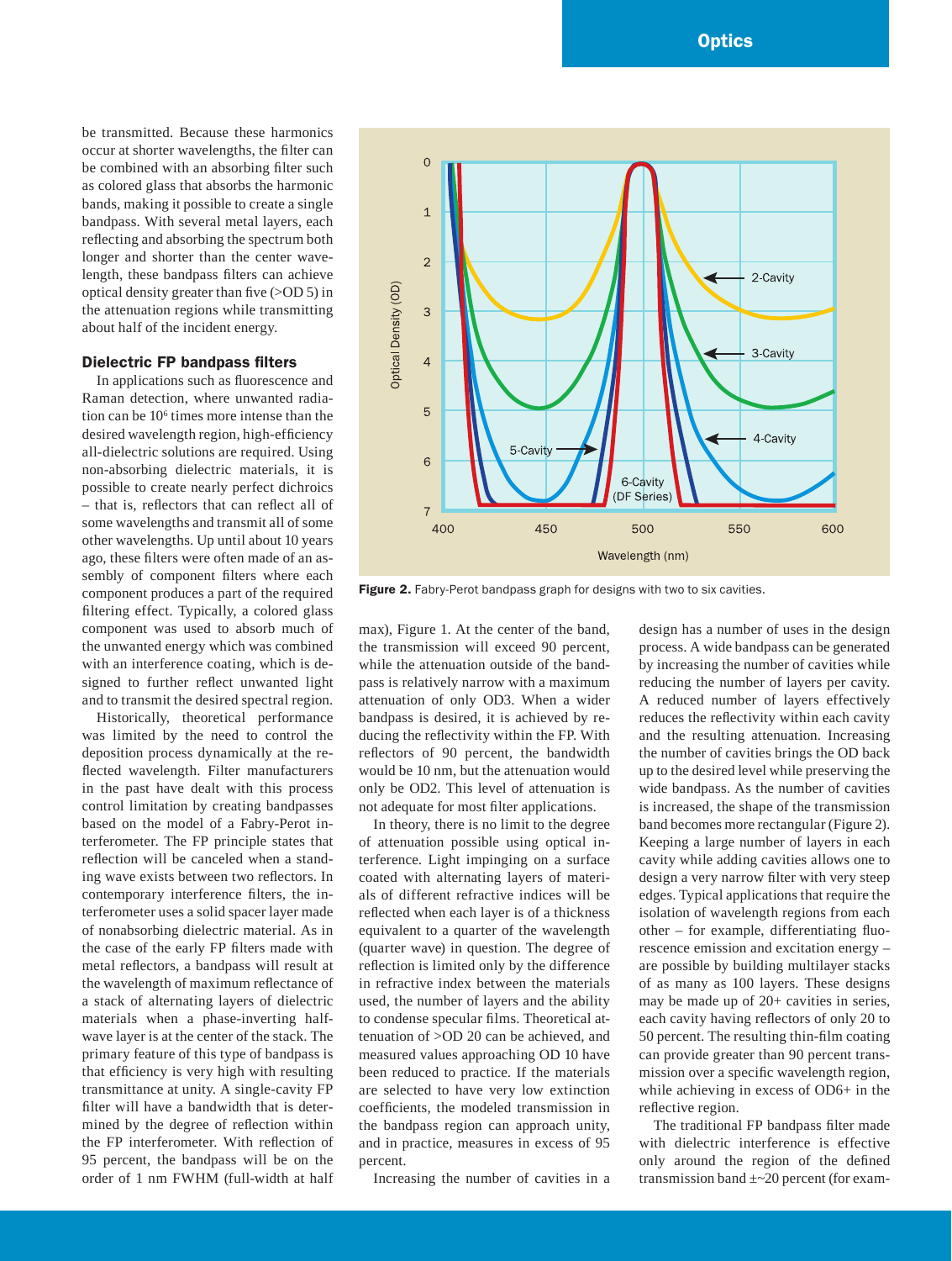be transmitted. Because these harmonics occur at shorter wavelengths, the filter can be combined with an absorbing filter such as colored glass that absorbs the harmonic bands, making it possible to create a single bandpass. With several metal layers, each reflecting and absorbing the spectrum both longer and shorter than the center wavelength, these bandpass filters can achieve optical density greater than five (>OD 5) in the attenuation regions while transmitting about half of the incident energy.

### Dielectric FP bandpass filters

In applications such as fluorescence and Raman detection, where unwanted radiation can be $10^6$ times more intense than the desired wavelength region, high-efficiency all-dielectric solutions are required. Using non-absorbing dielectric materials, it is possible to create nearly perfect dichroics – that is, reflectors that can reflect all of some wavelengths and transmit all of some other wavelengths. Up until about 10 years ago, these filters were often made of an assembly of component filters where each component produces a part of the required filtering effect. Typically, a colored glass component was used to absorb much of the unwanted energy which was combined with an interference coating, which is designed to further reflect unwanted light and to transmit the desired spectral region.

Historically, theoretical performance was limited by the need to control the deposition process dynamically at the reflected wavelength. Filter manufacturers in the past have dealt with this process control limitation by creating bandpasses based on the model of a Fabry-Perot interferometer. The FP principle states that reflection will be canceled when a standing wave exists between two reflectors. In contemporary interference filters, the interferometer uses a solid spacer layer made of nonabsorbing dielectric material. As in the case of the early FP filters made with metal reflectors, a bandpass will result at the wavelength of maximum reflectance of a stack of alternating layers of dielectric materials when a phase-inverting half-wave layer is at the center of the stack. The primary feature of this type of bandpass is that efficiency is very high with resulting transmittance at unity. A single-cavity FP filter will have a bandwidth that is determined by the degree of reflection within the FP interferometer. With reflection of 95 percent, the bandpass will be on the order of 1 nm FWHM (full-width at half max), Figure 1. At the center of the band, the transmission will exceed 90 percent, while the attenuation outside of the bandpass is relatively narrow with a maximum attenuation of only OD3. When a wider bandpass is desired, it is achieved by reducing the reflectivity within the FP. With reflectors of 90 percent, the bandwidth would be 10 nm, but the attenuation would only be OD2. This level of attenuation is not adequate for most filter applications.

In theory, there is no limit to the degree of attenuation possible using optical interference. Light impinging on a surface coated with alternating layers of materials of different refractive indices will be reflected when each layer is of a thickness equivalent to a quarter of the wavelength (quarter wave) in question. The degree of reflection is limited only by the difference in refractive index between the materials used, the number of layers and the ability to condense specular films. Theoretical attenuation of >OD 20 can be achieved, and measured values approaching OD 10 have been reduced to practice. If the materials are selected to have very low extinction coefficients, the modeled transmission in the bandpass region can approach unity, and in practice, measures in excess of 95 percent.

Increasing the number of cavities in a design has a number of uses in the design process. A wide bandpass can be generated by increasing the number of cavities while reducing the number of layers per cavity. A reduced number of layers effectively reduces the reflectivity within each cavity and the resulting attenuation. Increasing the number of cavities brings the OD back up to the desired level while preserving the wide bandpass. As the number of cavities is increased, the shape of the transmission band becomes more rectangular (Figure 2). Keeping a large number of layers in each cavity while adding cavities allows one to design a very narrow filter with very steep edges. Typical applications that require the isolation of wavelength regions from each other – for example, differentiating fluorescence emission and excitation energy – are possible by building multilayer stacks of as many as 100 layers. These designs may be made up of 20+ cavities in series, each cavity having reflectors of only 20 to 50 percent. The resulting thin-film coating can provide greater than 90 percent transmission over a specific wavelength region, while achieving in excess of OD6+ in the reflective region.

The traditional FP bandpass filter made with dielectric interference is effective only around the region of the defined transmission band ±~20 percent (for exam-

**Figure 2.** Fabry-Perot bandpass graph for designs with two to six cavities.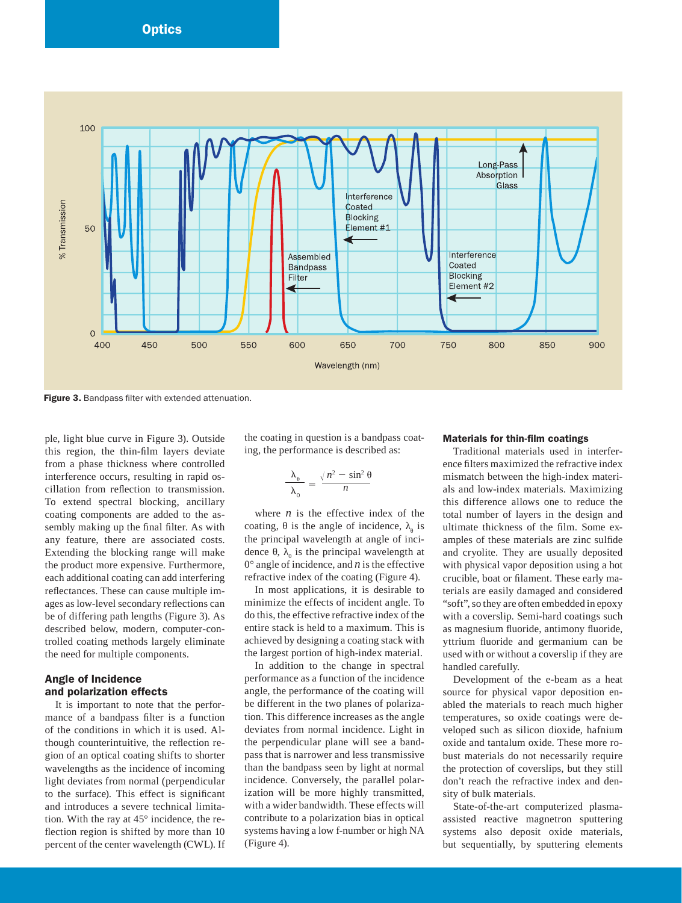Figure 3. Bandpass filter with extended attenuation.

ple, light blue curve in Figure 3). Outside this region, the thin-film layers deviate from a phase thickness where controlled interference occurs, resulting in rapid oscillation from reflection to transmission. To extend spectral blocking, ancillary coating components are added to the assembly making up the final filter. As with any feature, there are associated costs. Extending the blocking range will make the product more expensive. Furthermore, each additional coating can add interfering reflectances. These can cause multiple images as low-level secondary reflections can be of differing path lengths (Figure 3). As described below, modern, computer-controlled coating methods largely eliminate the need for multiple components.

## Angle of Incidence and polarization effects

It is important to note that the performance of a bandpass filter is a function of the conditions in which it is used. Although counterintuitive, the reflection region of an optical coating shifts to shorter wavelengths as the incidence of incoming light deviates from normal (perpendicular to the surface). This effect is significant and introduces a severe technical limitation. With the ray at 45° incidence, the reflection region is shifted by more than 10 percent of the center wavelength (CWL). If the coating in question is a bandpass coating, the performance is described as:

$$\frac{\lambda_\theta}{\lambda_0} = \frac{\sqrt{n^2 - \sin^2\theta}}{n}$$

where $n$ is the effective index of the coating, $\theta$ is the angle of incidence, $\lambda_\theta$ is the principal wavelength at angle of incidence $\theta$, $\lambda_0$ is the principal wavelength at 0° angle of incidence, and $n$ is the effective refractive index of the coating (Figure 4).

In most applications, it is desirable to minimize the effects of incident angle. To do this, the effective refractive index of the entire stack is held to a maximum. This is achieved by designing a coating stack with the largest portion of high-index material.

In addition to the change in spectral performance as a function of the incidence angle, the performance of the coating will be different in the two planes of polarization. This difference increases as the angle deviates from normal incidence. Light in the perpendicular plane will see a bandpass that is narrower and less transmissive than the bandpass seen by light at normal incidence. Conversely, the parallel polarization will be more highly transmitted, with a wider bandwidth. These effects will contribute to a polarization bias in optical systems having a low f-number or high NA (Figure 4).

## Materials for thin-film coatings

Traditional materials used in interference filters maximized the refractive index mismatch between the high-index materials and low-index materials. Maximizing this difference allows one to reduce the total number of layers in the design and ultimate thickness of the film. Some examples of these materials are zinc sulfide and cryolite. They are usually deposited with physical vapor deposition using a hot crucible, boat or filament. These early materials are easily damaged and considered "soft", so they are often embedded in epoxy with a coverslip. Semi-hard coatings such as magnesium fluoride, antimony fluoride, yttrium fluoride and germanium can be used with or without a coverslip if they are handled carefully.

Development of the e-beam as a heat source for physical vapor deposition enabled the materials to reach much higher temperatures, so oxide coatings were developed such as silicon dioxide, hafnium oxide and tantalum oxide. These more robust materials do not necessarily require the protection of coverslips, but they still don't reach the refractive index and density of bulk materials.

State-of-the-art computerized plasma-assisted reactive magnetron sputtering systems also deposit oxide materials, but sequentially, by sputtering elements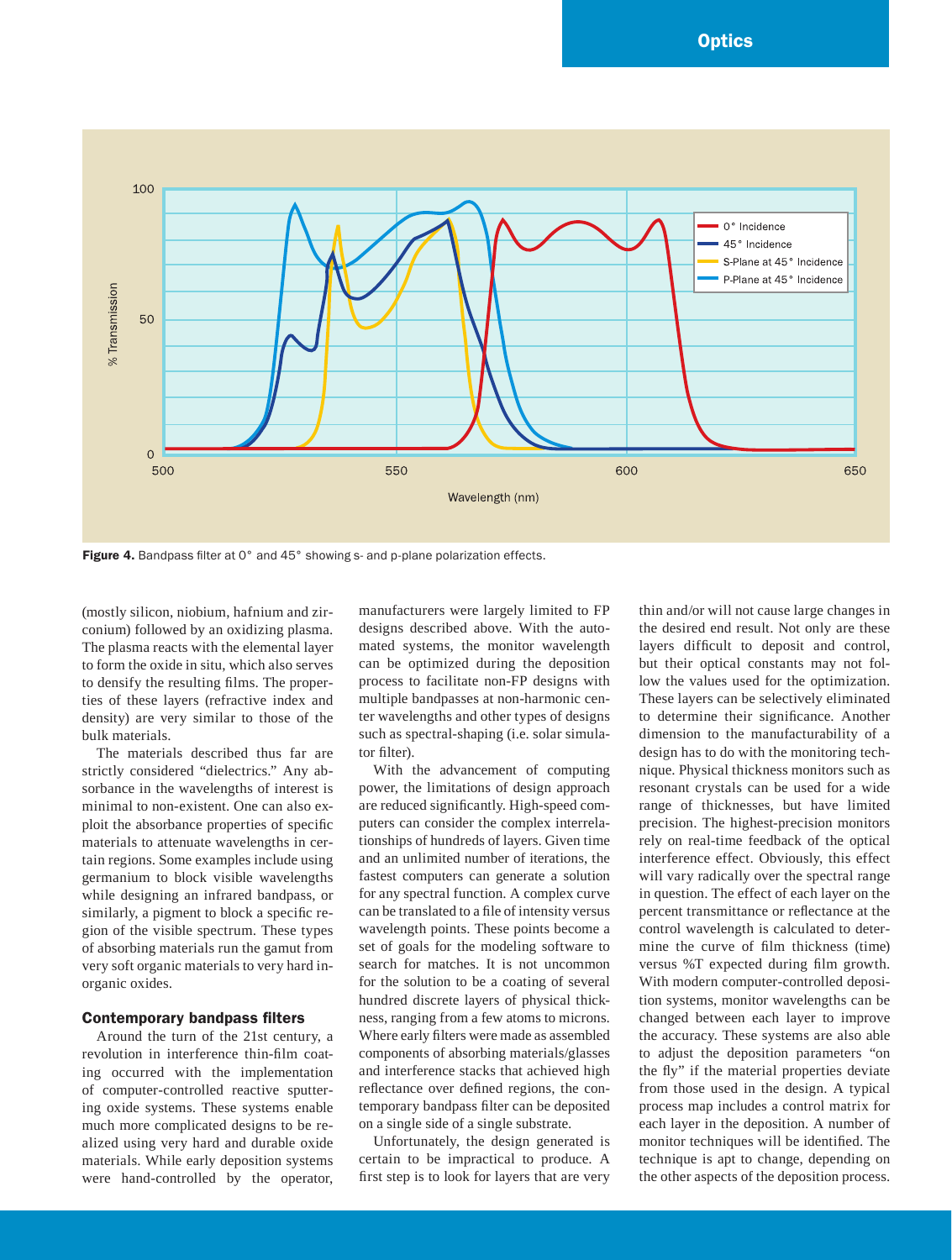**Figure 4.** Bandpass filter at 0° and 45° showing s- and p-plane polarization effects.

(mostly silicon, niobium, hafnium and zirconium) followed by an oxidizing plasma. The plasma reacts with the elemental layer to form the oxide in situ, which also serves to densify the resulting films. The properties of these layers (refractive index and density) are very similar to those of the bulk materials.

The materials described thus far are strictly considered "dielectrics." Any absorbance in the wavelengths of interest is minimal to non-existent. One can also exploit the absorbance properties of specific materials to attenuate wavelengths in certain regions. Some examples include using germanium to block visible wavelengths while designing an infrared bandpass, or similarly, a pigment to block a specific region of the visible spectrum. These types of absorbing materials run the gamut from very soft organic materials to very hard inorganic oxides.

## Contemporary bandpass filters

Around the turn of the 21st century, a revolution in interference thin-film coating occurred with the implementation of computer-controlled reactive sputtering oxide systems. These systems enable much more complicated designs to be realized using very hard and durable oxide materials. While early deposition systems were hand-controlled by the operator, manufacturers were largely limited to FP designs described above. With the automated systems, the monitor wavelength can be optimized during the deposition process to facilitate non-FP designs with multiple bandpasses at non-harmonic center wavelengths and other types of designs such as spectral-shaping (i.e. solar simulator filter).

With the advancement of computing power, the limitations of design approach are reduced significantly. High-speed computers can consider the complex interrelationships of hundreds of layers. Given time and an unlimited number of iterations, the fastest computers can generate a solution for any spectral function. A complex curve can be translated to a file of intensity versus wavelength points. These points become a set of goals for the modeling software to search for matches. It is not uncommon for the solution to be a coating of several hundred discrete layers of physical thickness, ranging from a few atoms to microns. Where early filters were made as assembled components of absorbing materials/glasses and interference stacks that achieved high reflectance over defined regions, the contemporary bandpass filter can be deposited on a single side of a single substrate.

Unfortunately, the design generated is certain to be impractical to produce. A first step is to look for layers that are very thin and/or will not cause large changes in the desired end result. Not only are these layers difficult to deposit and control, but their optical constants may not follow the values used for the optimization. These layers can be selectively eliminated to determine their significance. Another dimension to the manufacturability of a design has to do with the monitoring technique. Physical thickness monitors such as resonant crystals can be used for a wide range of thicknesses, but have limited precision. The highest-precision monitors rely on real-time feedback of the optical interference effect. Obviously, this effect will vary radically over the spectral range in question. The effect of each layer on the percent transmittance or reflectance at the control wavelength is calculated to determine the curve of film thickness (time) versus %T expected during film growth. With modern computer-controlled deposition systems, monitor wavelengths can be changed between each layer to improve the accuracy. These systems are also able to adjust the deposition parameters "on the fly" if the material properties deviate from those used in the design. A typical process map includes a control matrix for each layer in the deposition. A number of monitor techniques will be identified. The technique is apt to change, depending on the other aspects of the deposition process.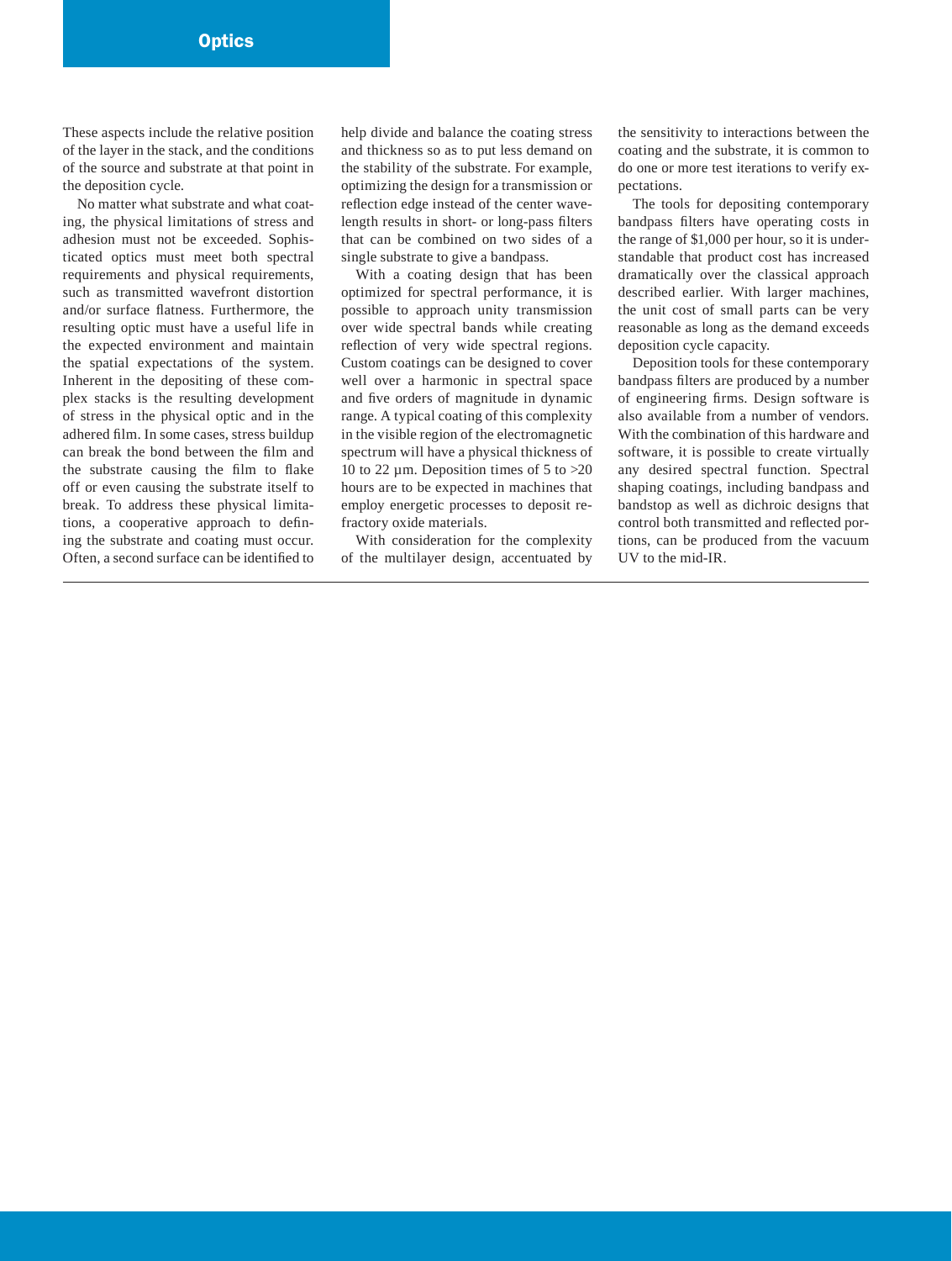These aspects include the relative position of the layer in the stack, and the conditions of the source and substrate at that point in the deposition cycle.

No matter what substrate and what coating, the physical limitations of stress and adhesion must not be exceeded. Sophisticated optics must meet both spectral requirements and physical requirements, such as transmitted wavefront distortion and/or surface flatness. Furthermore, the resulting optic must have a useful life in the expected environment and maintain the spatial expectations of the system. Inherent in the depositing of these complex stacks is the resulting development of stress in the physical optic and in the adhered film. In some cases, stress buildup can break the bond between the film and the substrate causing the film to flake off or even causing the substrate itself to break. To address these physical limitations, a cooperative approach to defining the substrate and coating must occur. Often, a second surface can be identified to help divide and balance the coating stress and thickness so as to put less demand on the stability of the substrate. For example, optimizing the design for a transmission or reflection edge instead of the center wavelength results in short- or long-pass filters that can be combined on two sides of a single substrate to give a bandpass.

With a coating design that has been optimized for spectral performance, it is possible to approach unity transmission over wide spectral bands while creating reflection of very wide spectral regions. Custom coatings can be designed to cover well over a harmonic in spectral space and five orders of magnitude in dynamic range. A typical coating of this complexity in the visible region of the electromagnetic spectrum will have a physical thickness of 10 to 22 µm. Deposition times of 5 to >20 hours are to be expected in machines that employ energetic processes to deposit refractory oxide materials.

With consideration for the complexity of the multilayer design, accentuated by the sensitivity to interactions between the coating and the substrate, it is common to do one or more test iterations to verify expectations.

The tools for depositing contemporary bandpass filters have operating costs in the range of $1,000 per hour, so it is understandable that product cost has increased dramatically over the classical approach described earlier. With larger machines, the unit cost of small parts can be very reasonable as long as the demand exceeds deposition cycle capacity.

Deposition tools for these contemporary bandpass filters are produced by a number of engineering firms. Design software is also available from a number of vendors. With the combination of this hardware and software, it is possible to create virtually any desired spectral function. Spectral shaping coatings, including bandpass and bandstop as well as dichroic designs that control both transmitted and reflected portions, can be produced from the vacuum UV to the mid-IR.